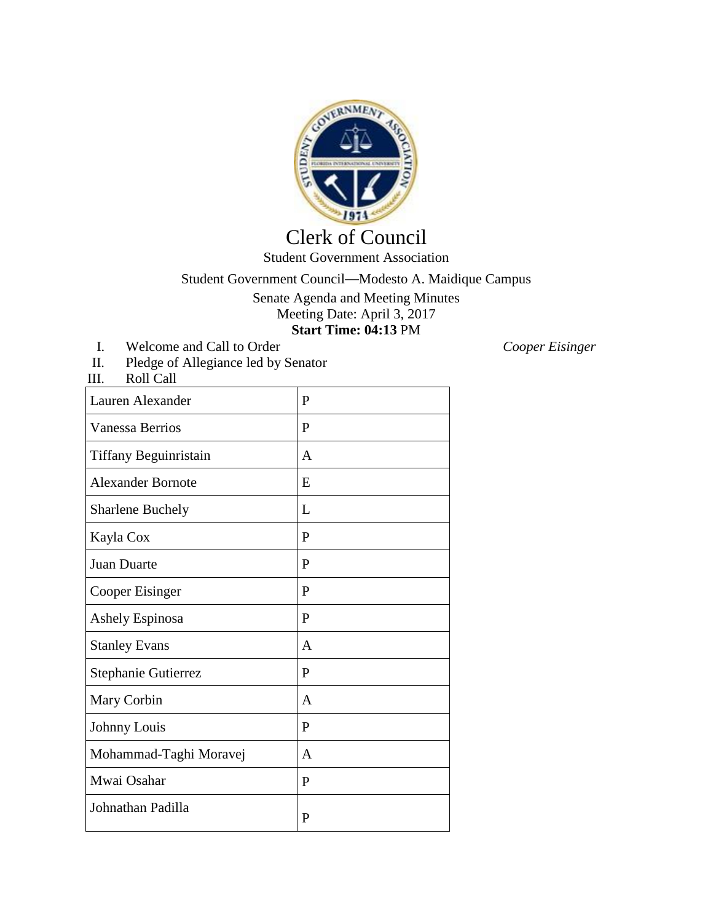# Clerk of Council

Student Government Association

Student Government Council—Modesto A. Maidique Campus

Senate Agenda and Meeting Minutes

Meeting Date: April 3, 2017

**Start Time: 04:13** PM

I. Welcome and Call to Order *Cooper Eisinger*

II. Pledge of Allegiance led by Senator

III. Roll Call

| | |
|---|---|
| Lauren Alexander | P |
| Vanessa Berrios | P |
| Tiffany Beguinristain | A |
| Alexander Bornote | E |
| Sharlene Buchely | L |
| Kayla Cox | P |
| Juan Duarte | P |
| Cooper Eisinger | P |
| Ashely Espinosa | P |
| Stanley Evans | A |
| Stephanie Gutierrez | P |
| Mary Corbin | A |
| Johnny Louis | P |
| Mohammad-Taghi Moravej | A |
| Mwai Osahar | P |
| Johnathan Padilla | P |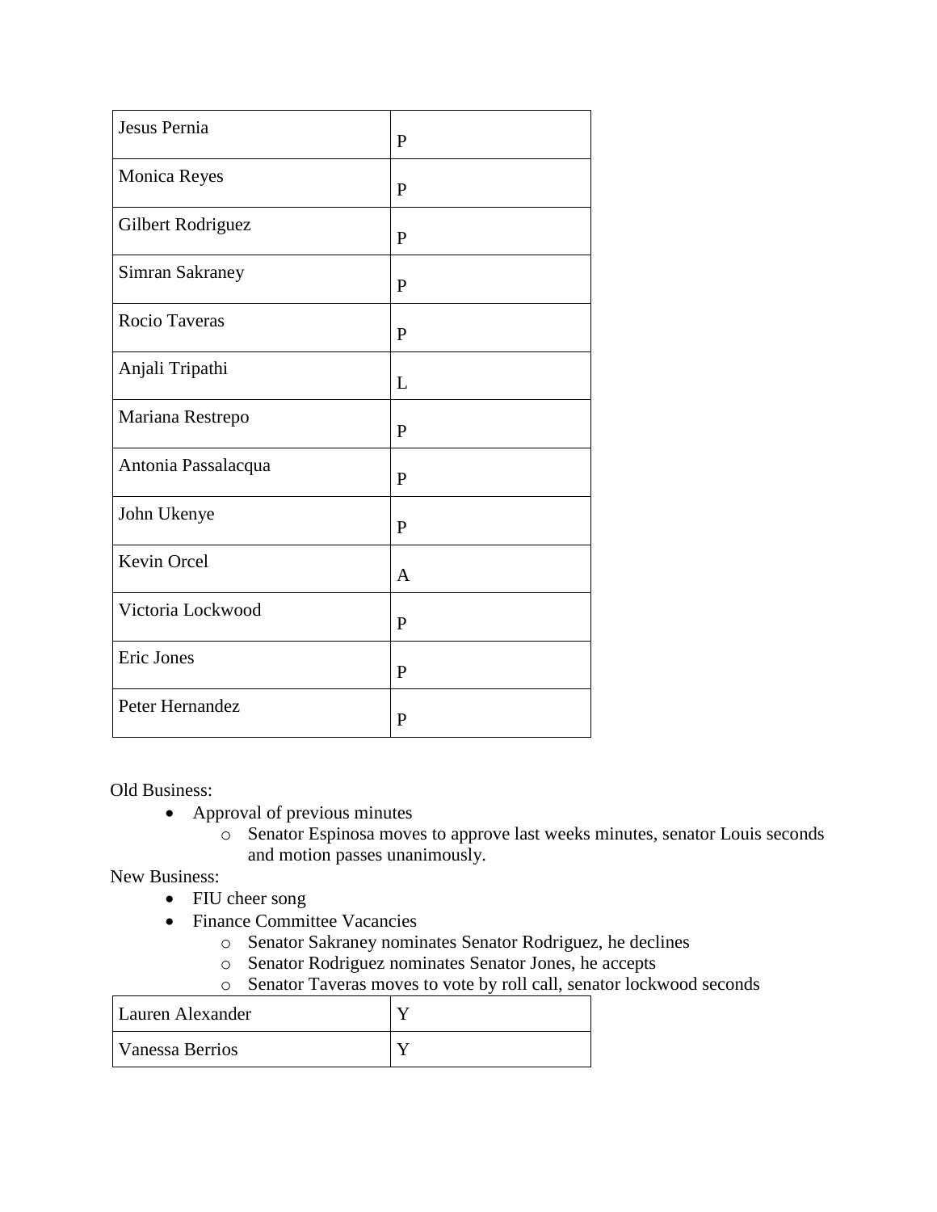| Jesus Pernia | P |
| --- | --- |
| Monica Reyes | P |
| Gilbert Rodriguez | P |
| Simran Sakraney | P |
| Rocio Taveras | P |
| Anjali Tripathi | L |
| Mariana Restrepo | P |
| Antonia Passalacqua | P |
| John Ukenye | P |
| Kevin Orcel | A |
| Victoria Lockwood | P |
| Eric Jones | P |
| Peter Hernandez | P |

Old Business:

- Approval of previous minutes
  - Senator Espinosa moves to approve last weeks minutes, senator Louis seconds and motion passes unanimously.

New Business:

- FIU cheer song
- Finance Committee Vacancies
  - Senator Sakraney nominates Senator Rodriguez, he declines
  - Senator Rodriguez nominates Senator Jones, he accepts
  - Senator Taveras moves to vote by roll call, senator lockwood seconds

| Lauren Alexander | Y |
| --- | --- |
| Vanessa Berrios | Y |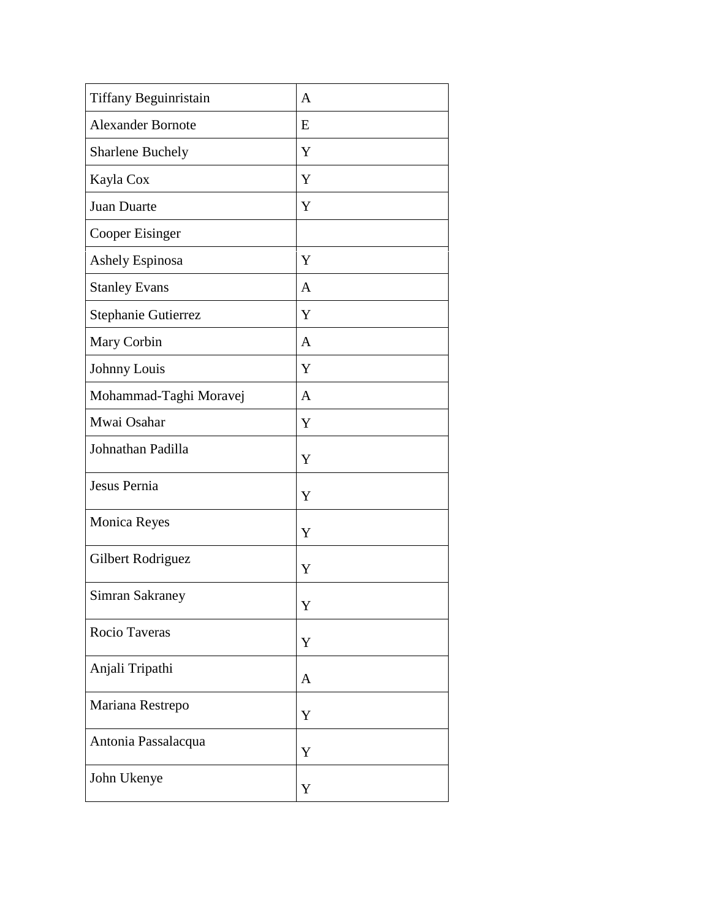| | |
|---|---|
| Tiffany Beguinristain | A |
| Alexander Bornote | E |
| Sharlene Buchely | Y |
| Kayla Cox | Y |
| Juan Duarte | Y |
| Cooper Eisinger | |
| Ashely Espinosa | Y |
| Stanley Evans | A |
| Stephanie Gutierrez | Y |
| Mary Corbin | A |
| Johnny Louis | Y |
| Mohammad-Taghi Moravej | A |
| Mwai Osahar | Y |
| Johnathan Padilla | Y |
| Jesus Pernia | Y |
| Monica Reyes | Y |
| Gilbert Rodriguez | Y |
| Simran Sakraney | Y |
| Rocio Taveras | Y |
| Anjali Tripathi | A |
| Mariana Restrepo | Y |
| Antonia Passalacqua | Y |
| John Ukenye | Y |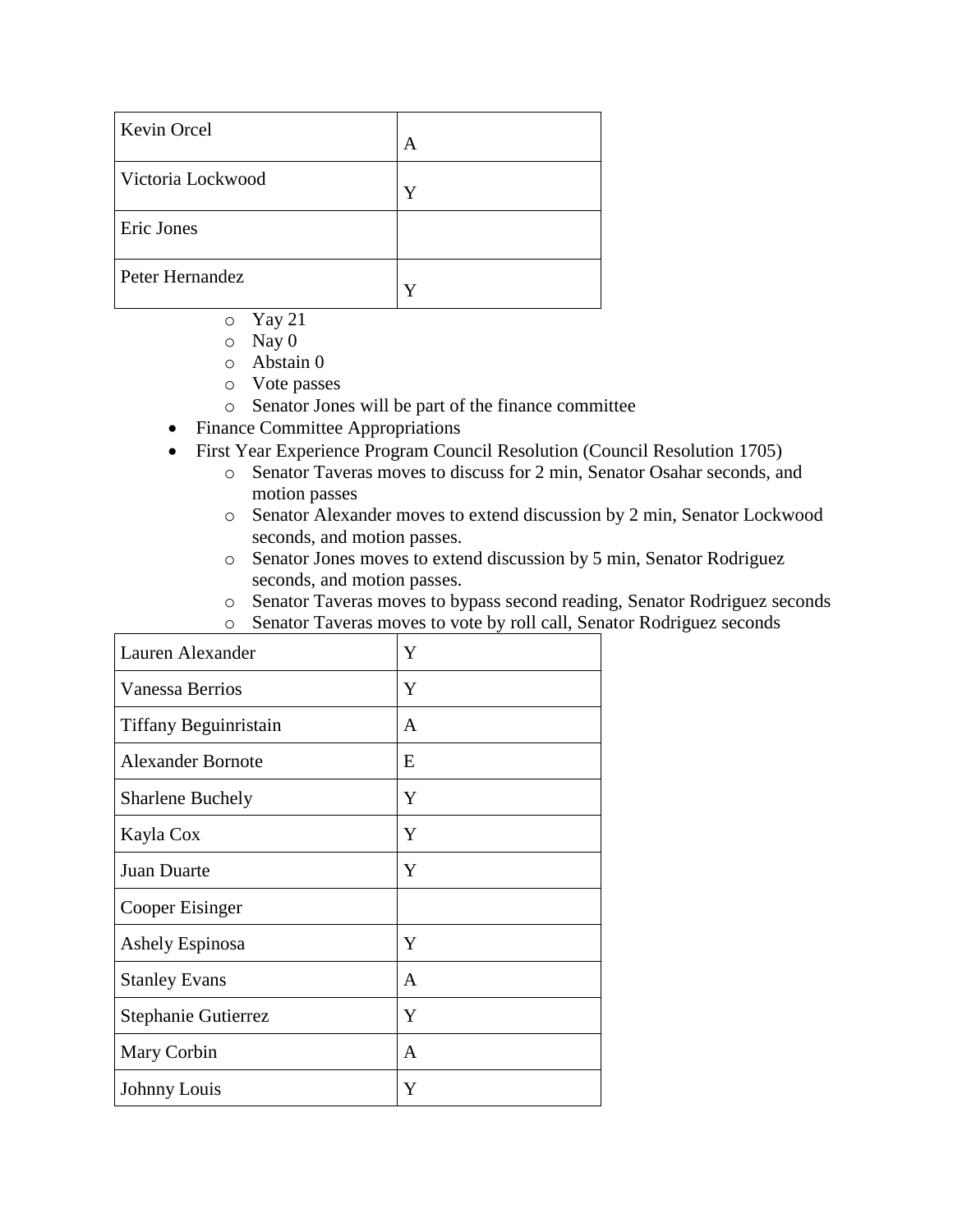| | |
|---|---|
| Kevin Orcel | A |
| Victoria Lockwood | Y |
| Eric Jones | |
| Peter Hernandez | Y |

- Yay 21
- Nay 0
- Abstain 0
- Vote passes
- Senator Jones will be part of the finance committee

- Finance Committee Appropriations
- First Year Experience Program Council Resolution (Council Resolution 1705)
  - Senator Taveras moves to discuss for 2 min, Senator Osahar seconds, and motion passes
  - Senator Alexander moves to extend discussion by 2 min, Senator Lockwood seconds, and motion passes.
  - Senator Jones moves to extend discussion by 5 min, Senator Rodriguez seconds, and motion passes.
  - Senator Taveras moves to bypass second reading, Senator Rodriguez seconds
  - Senator Taveras moves to vote by roll call, Senator Rodriguez seconds

| | |
|---|---|
| Lauren Alexander | Y |
| Vanessa Berrios | Y |
| Tiffany Beguinristain | A |
| Alexander Bornote | E |
| Sharlene Buchely | Y |
| Kayla Cox | Y |
| Juan Duarte | Y |
| Cooper Eisinger | |
| Ashely Espinosa | Y |
| Stanley Evans | A |
| Stephanie Gutierrez | Y |
| Mary Corbin | A |
| Johnny Louis | Y |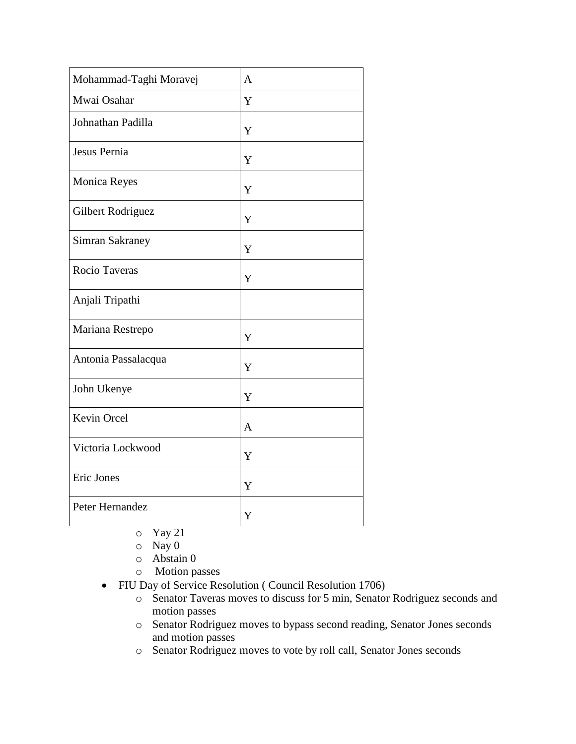| Mohammad-Taghi Moravej | A |
| --- | --- |
| Mwai Osahar | Y |
| Johnathan Padilla | Y |
| Jesus Pernia | Y |
| Monica Reyes | Y |
| Gilbert Rodriguez | Y |
| Simran Sakraney | Y |
| Rocio Taveras | Y |
| Anjali Tripathi | |
| Mariana Restrepo | Y |
| Antonia Passalacqua | Y |
| John Ukenye | Y |
| Kevin Orcel | A |
| Victoria Lockwood | Y |
| Eric Jones | Y |
| Peter Hernandez | Y |

- Yay 21
- Nay 0
- Abstain 0
- Motion passes

- FIU Day of Service Resolution ( Council Resolution 1706)
  - Senator Taveras moves to discuss for 5 min, Senator Rodriguez seconds and motion passes
  - Senator Rodriguez moves to bypass second reading, Senator Jones seconds and motion passes
  - Senator Rodriguez moves to vote by roll call, Senator Jones seconds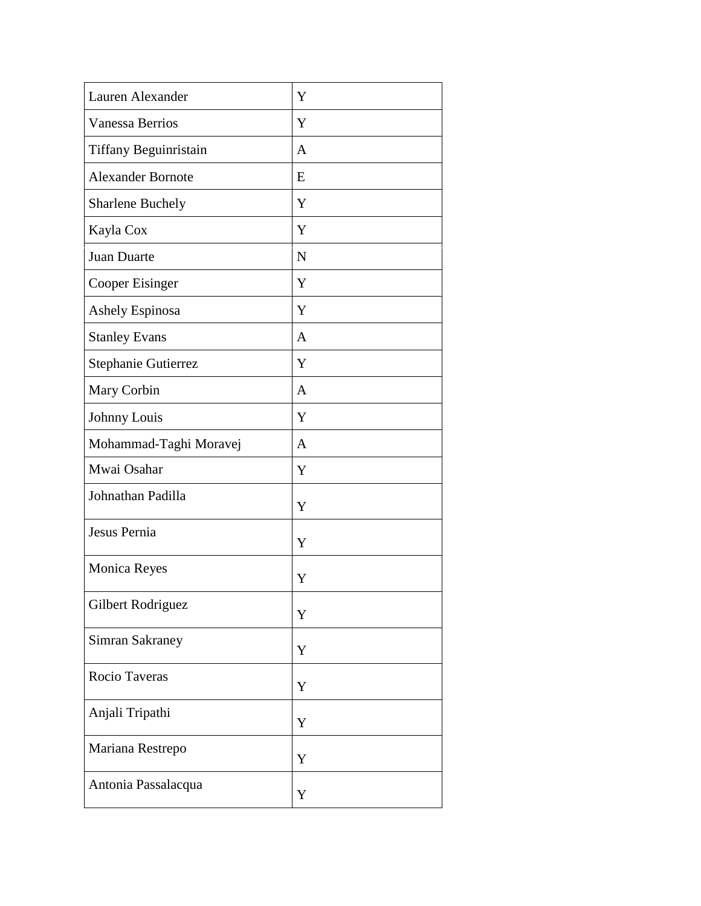| Lauren Alexander | Y |
|---|---|
| Vanessa Berrios | Y |
| Tiffany Beguinristain | A |
| Alexander Bornote | E |
| Sharlene Buchely | Y |
| Kayla Cox | Y |
| Juan Duarte | N |
| Cooper Eisinger | Y |
| Ashely Espinosa | Y |
| Stanley Evans | A |
| Stephanie Gutierrez | Y |
| Mary Corbin | A |
| Johnny Louis | Y |
| Mohammad-Taghi Moravej | A |
| Mwai Osahar | Y |
| Johnathan Padilla | Y |
| Jesus Pernia | Y |
| Monica Reyes | Y |
| Gilbert Rodriguez | Y |
| Simran Sakraney | Y |
| Rocio Taveras | Y |
| Anjali Tripathi | Y |
| Mariana Restrepo | Y |
| Antonia Passalacqua | Y |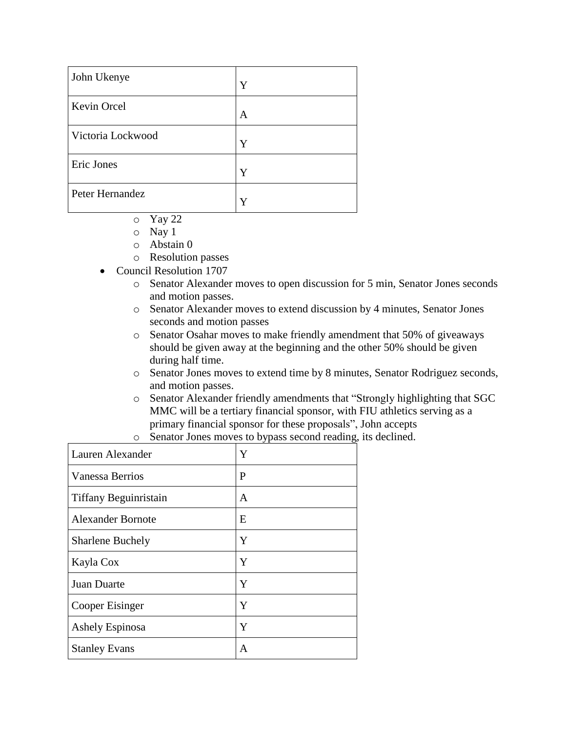| John Ukenye | Y |
|---|---|
| Kevin Orcel | A |
| Victoria Lockwood | Y |
| Eric Jones | Y |
| Peter Hernandez | Y |

- Yay 22
- Nay 1
- Abstain 0
- Resolution passes

- Council Resolution 1707
  - Senator Alexander moves to open discussion for 5 min, Senator Jones seconds and motion passes.
  - Senator Alexander moves to extend discussion by 4 minutes, Senator Jones seconds and motion passes
  - Senator Osahar moves to make friendly amendment that 50% of giveaways should be given away at the beginning and the other 50% should be given during half time.
  - Senator Jones moves to extend time by 8 minutes, Senator Rodriguez seconds, and motion passes.
  - Senator Alexander friendly amendments that "Strongly highlighting that SGC MMC will be a tertiary financial sponsor, with FIU athletics serving as a primary financial sponsor for these proposals", John accepts
  - Senator Jones moves to bypass second reading, its declined.

| Lauren Alexander | Y |
|---|---|
| Vanessa Berrios | P |
| Tiffany Beguinristain | A |
| Alexander Bornote | E |
| Sharlene Buchely | Y |
| Kayla Cox | Y |
| Juan Duarte | Y |
| Cooper Eisinger | Y |
| Ashely Espinosa | Y |
| Stanley Evans | A |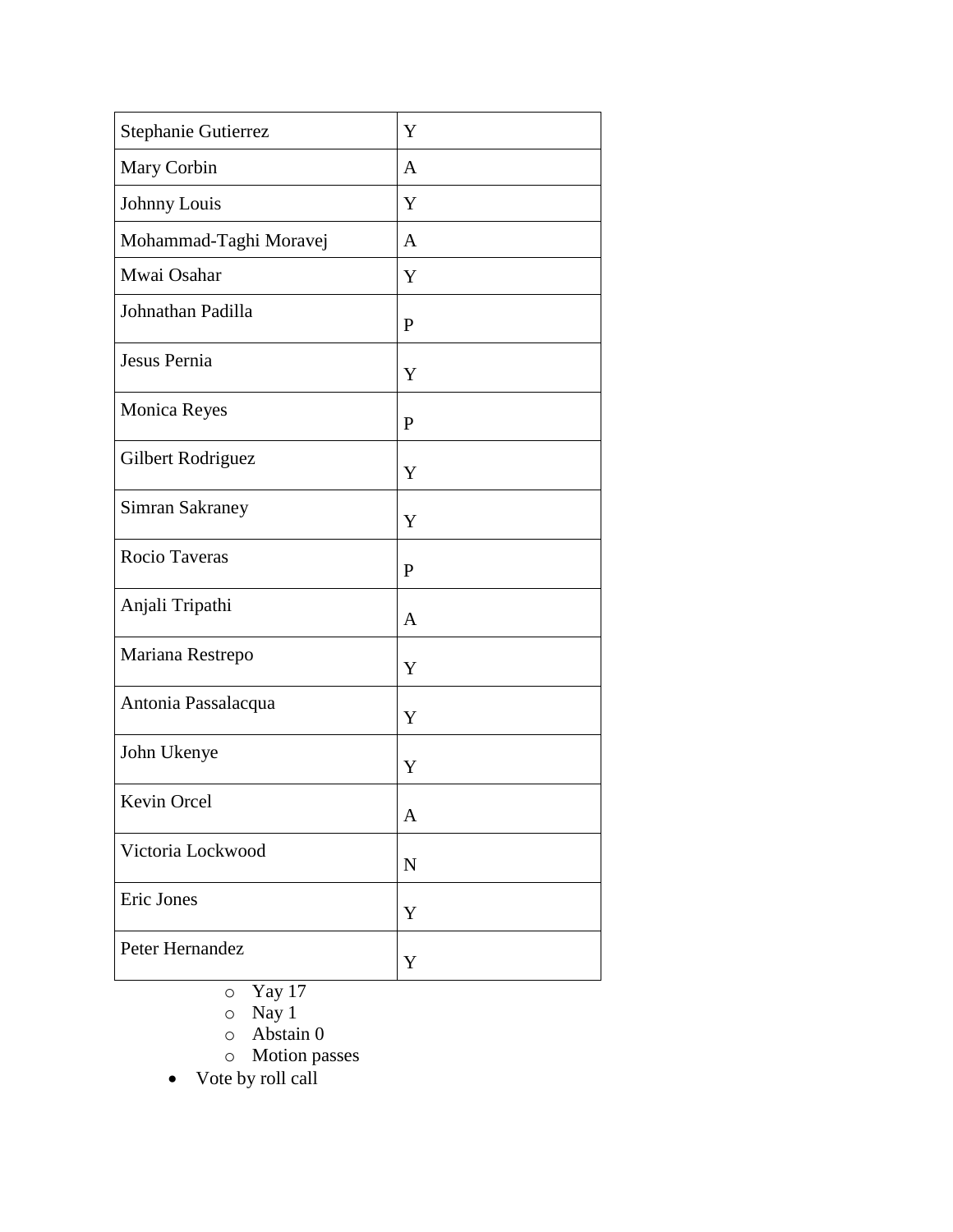| Stephanie Gutierrez | Y |
|---|---|
| Mary Corbin | A |
| Johnny Louis | Y |
| Mohammad-Taghi Moravej | A |
| Mwai Osahar | Y |
| Johnathan Padilla | P |
| Jesus Pernia | Y |
| Monica Reyes | P |
| Gilbert Rodriguez | Y |
| Simran Sakraney | Y |
| Rocio Taveras | P |
| Anjali Tripathi | A |
| Mariana Restrepo | Y |
| Antonia Passalacqua | Y |
| John Ukenye | Y |
| Kevin Orcel | A |
| Victoria Lockwood | N |
| Eric Jones | Y |
| Peter Hernandez | Y |

  - Yay 17
  - Nay 1
  - Abstain 0
  - Motion passes
- Vote by roll call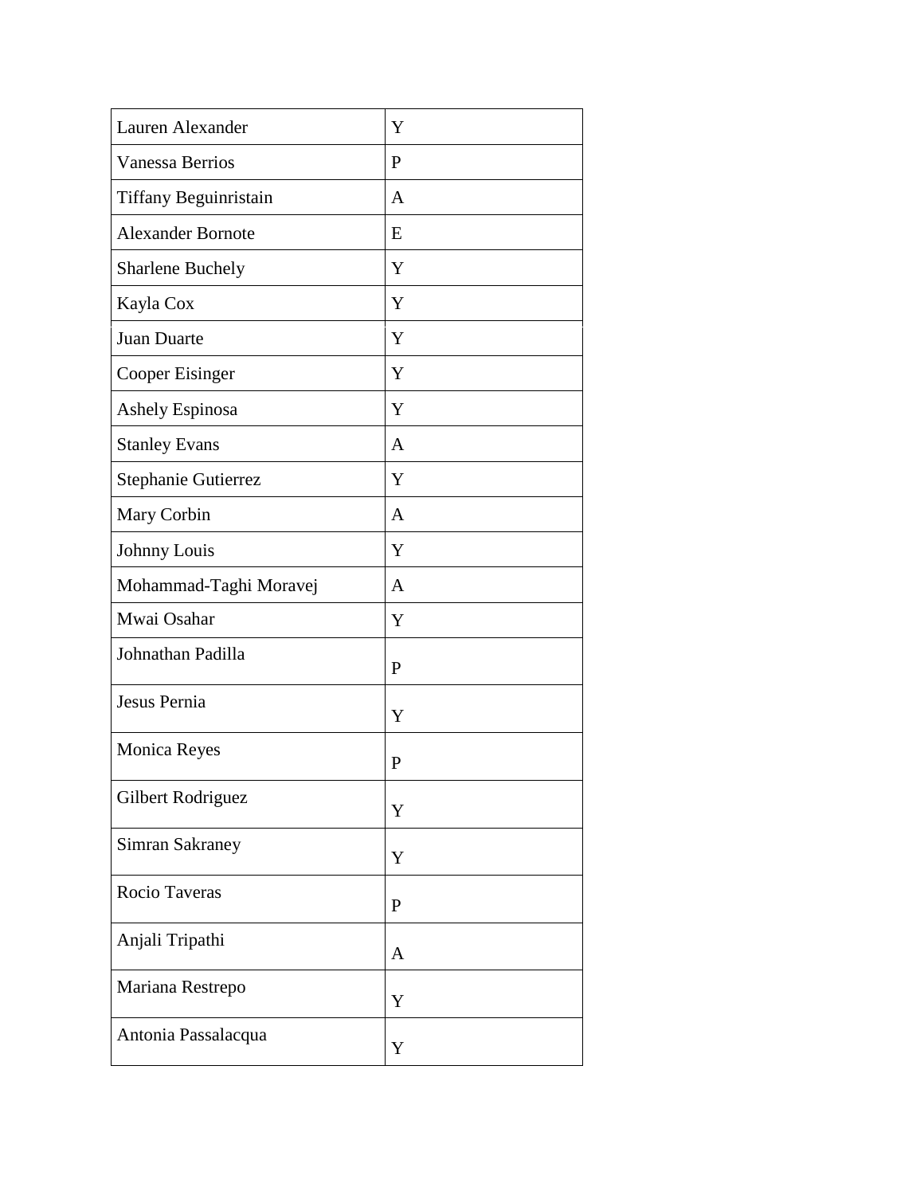| Lauren Alexander | Y |
|---|---|
| Vanessa Berrios | P |
| Tiffany Beguinristain | A |
| Alexander Bornote | E |
| Sharlene Buchely | Y |
| Kayla Cox | Y |
| Juan Duarte | Y |
| Cooper Eisinger | Y |
| Ashely Espinosa | Y |
| Stanley Evans | A |
| Stephanie Gutierrez | Y |
| Mary Corbin | A |
| Johnny Louis | Y |
| Mohammad-Taghi Moravej | A |
| Mwai Osahar | Y |
| Johnathan Padilla | P |
| Jesus Pernia | Y |
| Monica Reyes | P |
| Gilbert Rodriguez | Y |
| Simran Sakraney | Y |
| Rocio Taveras | P |
| Anjali Tripathi | A |
| Mariana Restrepo | Y |
| Antonia Passalacqua | Y |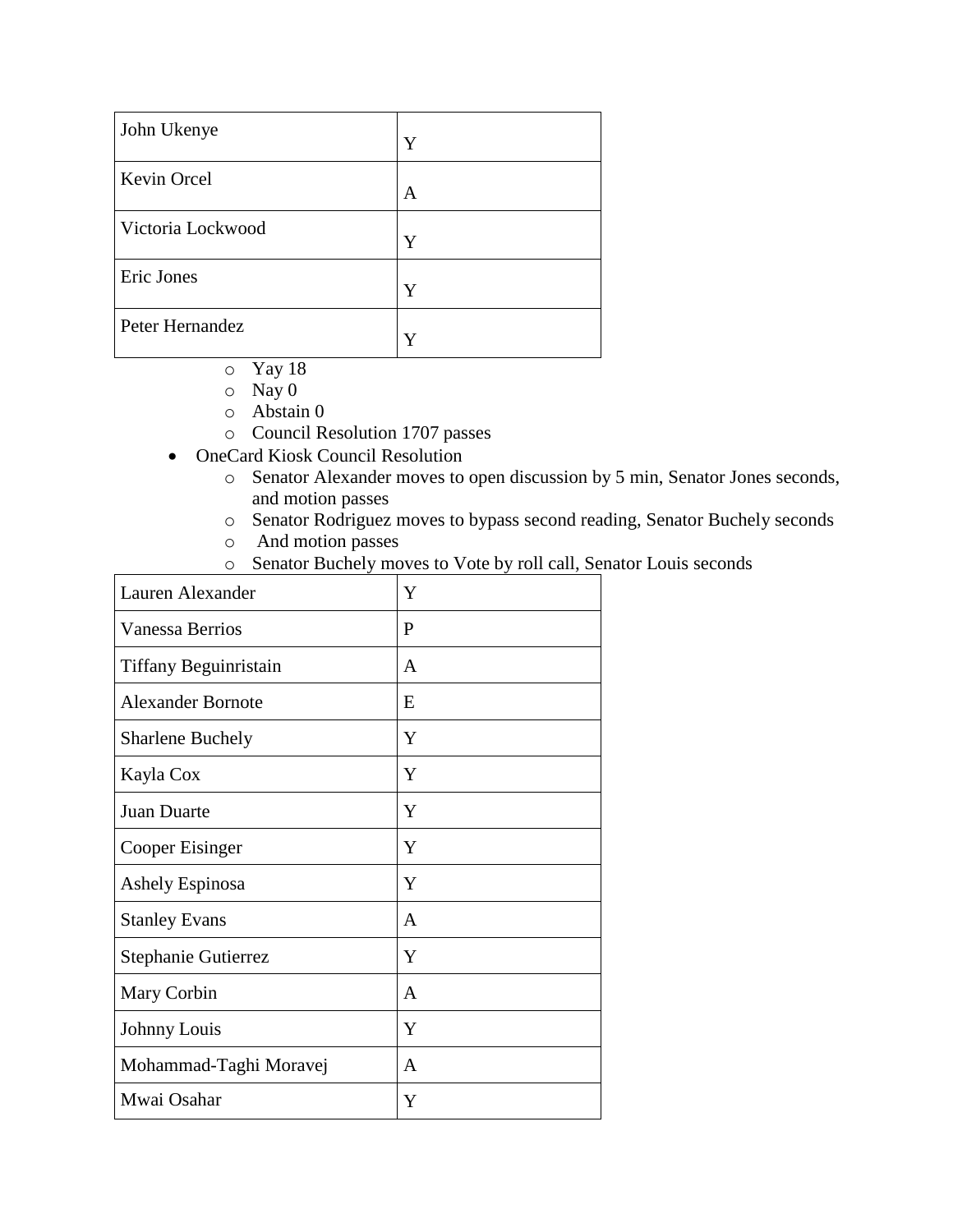| John Ukenye | Y |
|---|---|
| Kevin Orcel | A |
| Victoria Lockwood | Y |
| Eric Jones | Y |
| Peter Hernandez | Y |

- Yay 18
- Nay 0
- Abstain 0
- Council Resolution 1707 passes

- OneCard Kiosk Council Resolution
  - Senator Alexander moves to open discussion by 5 min, Senator Jones seconds, and motion passes
  - Senator Rodriguez moves to bypass second reading, Senator Buchely seconds
  - And motion passes
  - Senator Buchely moves to Vote by roll call, Senator Louis seconds

| Lauren Alexander | Y |
|---|---|
| Vanessa Berrios | P |
| Tiffany Beguinristain | A |
| Alexander Bornote | E |
| Sharlene Buchely | Y |
| Kayla Cox | Y |
| Juan Duarte | Y |
| Cooper Eisinger | Y |
| Ashely Espinosa | Y |
| Stanley Evans | A |
| Stephanie Gutierrez | Y |
| Mary Corbin | A |
| Johnny Louis | Y |
| Mohammad-Taghi Moravej | A |
| Mwai Osahar | Y |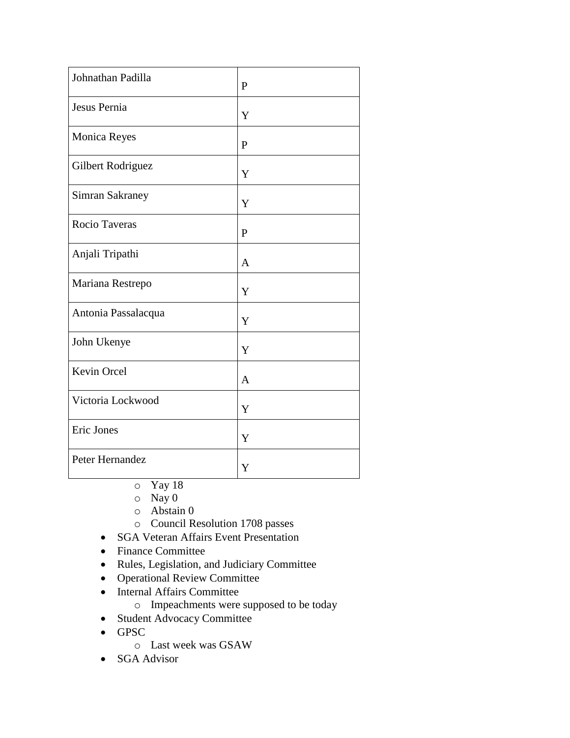| | |
|---|---|
| Johnathan Padilla | P |
| Jesus Pernia | Y |
| Monica Reyes | P |
| Gilbert Rodriguez | Y |
| Simran Sakraney | Y |
| Rocio Taveras | P |
| Anjali Tripathi | A |
| Mariana Restrepo | Y |
| Antonia Passalacqua | Y |
| John Ukenye | Y |
| Kevin Orcel | A |
| Victoria Lockwood | Y |
| Eric Jones | Y |
| Peter Hernandez | Y |

- Yay 18
- Nay 0
- Abstain 0
- Council Resolution 1708 passes

- SGA Veteran Affairs Event Presentation
- Finance Committee
- Rules, Legislation, and Judiciary Committee
- Operational Review Committee
- Internal Affairs Committee
  - Impeachments were supposed to be today
- Student Advocacy Committee
- GPSC
  - Last week was GSAW
- SGA Advisor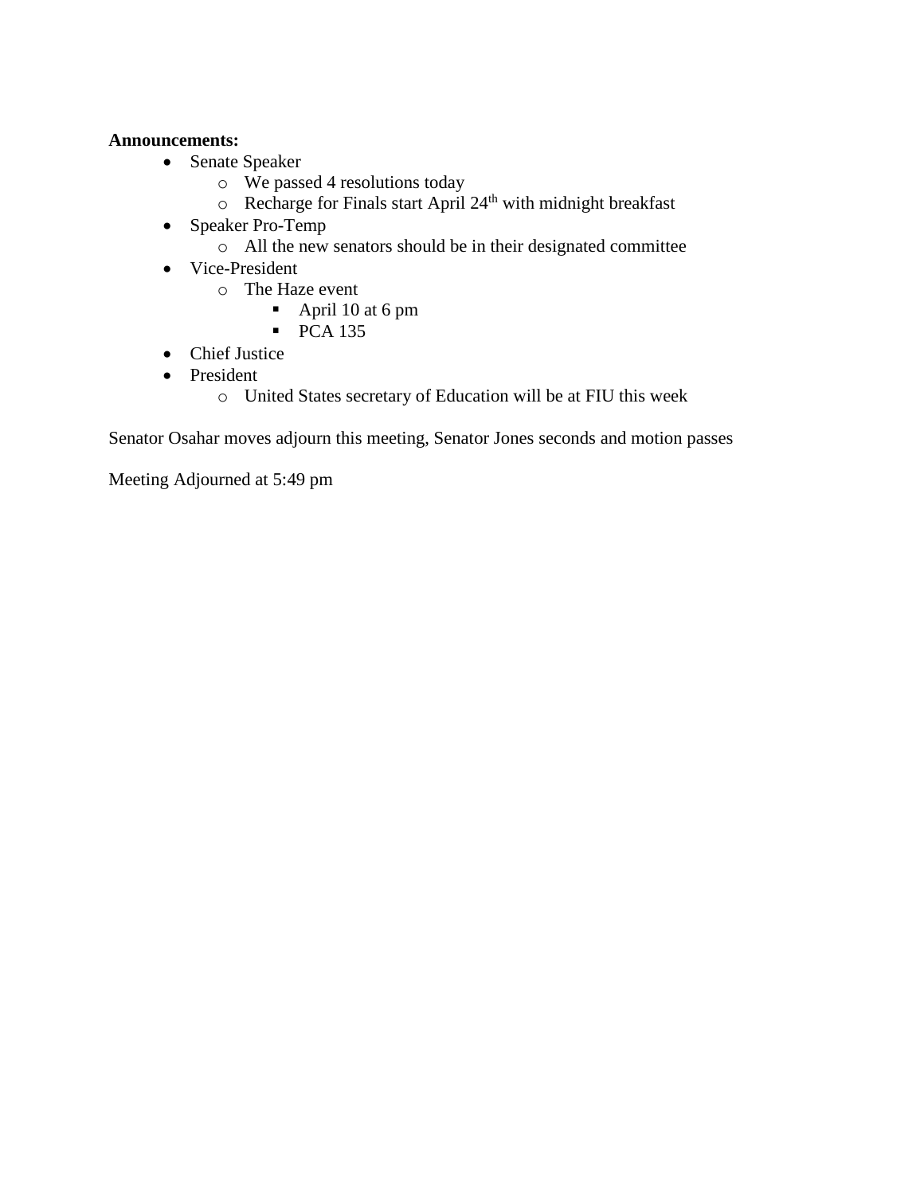**Announcements:**

- Senate Speaker
  - We passed 4 resolutions today
  - Recharge for Finals start April 24th with midnight breakfast
- Speaker Pro-Temp
  - All the new senators should be in their designated committee
- Vice-President
  - The Haze event
    - April 10 at 6 pm
    - PCA 135
- Chief Justice
- President
  - United States secretary of Education will be at FIU this week

Senator Osahar moves adjourn this meeting, Senator Jones seconds and motion passes

Meeting Adjourned at 5:49 pm